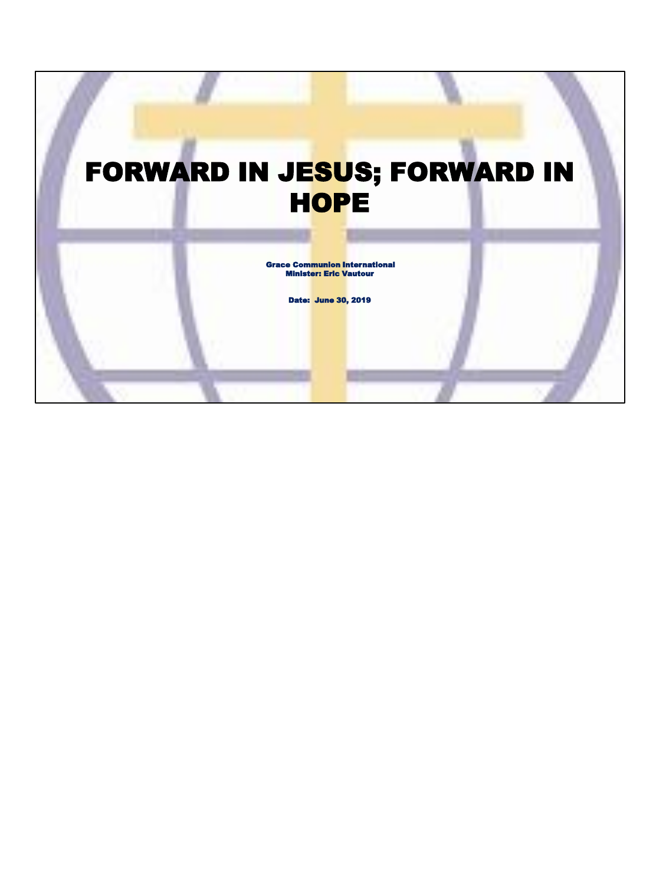# FORWARD IN JESUS; FORWARD IN HOPE

Grace Communion International
Minister: Eric Vautour

Date: June 30, 2019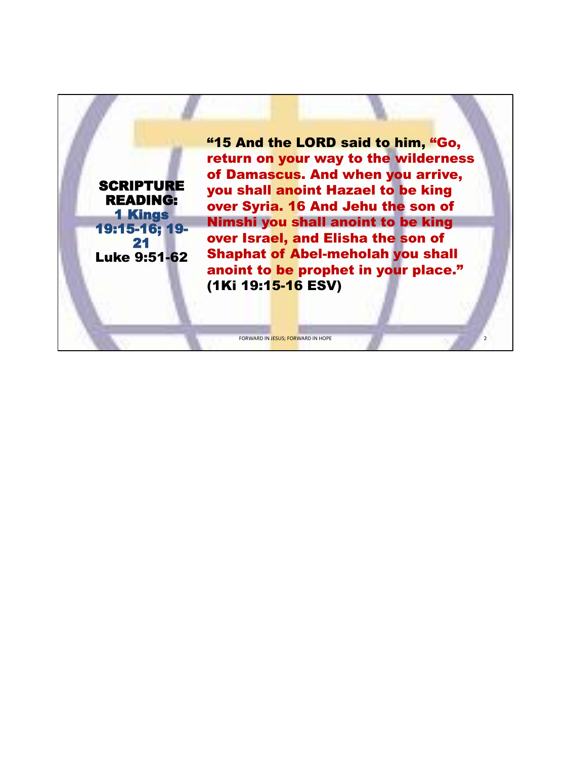**SCRIPTURE READING:**
**1 Kings 19:15-16; 19-21**
**Luke 9:51-62**

**"15 And the LORD said to him, "Go, return on your way to the wilderness of Damascus. And when you arrive, you shall anoint Hazael to be king over Syria. 16 And Jehu the son of Nimshi you shall anoint to be king over Israel, and Elisha the son of Shaphat of Abel-meholah you shall anoint to be prophet in your place." (1Ki 19:15-16 ESV)**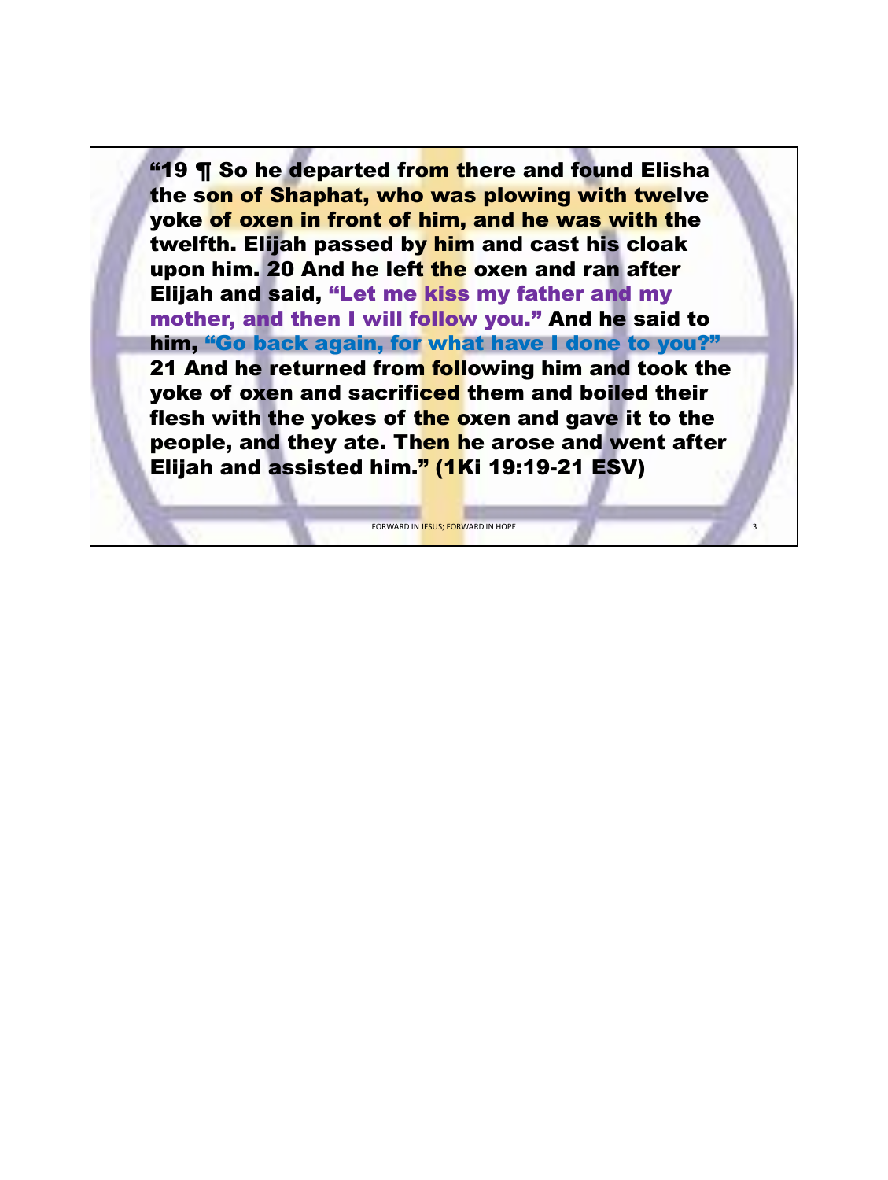**“19 ¶ So he departed from there and found Elisha the son of Shaphat, who was plowing with twelve yoke of oxen in front of him, and he was with the twelfth. Elijah passed by him and cast his cloak upon him. 20 And he left the oxen and ran after Elijah and said, “Let me kiss my father and my mother, and then I will follow you.” And he said to him, “Go back again, for what have I done to you?” 21 And he returned from following him and took the yoke of oxen and sacrificed them and boiled their flesh with the yokes of the oxen and gave it to the people, and they ate. Then he arose and went after Elijah and assisted him.” (1Ki 19:19-21 ESV)**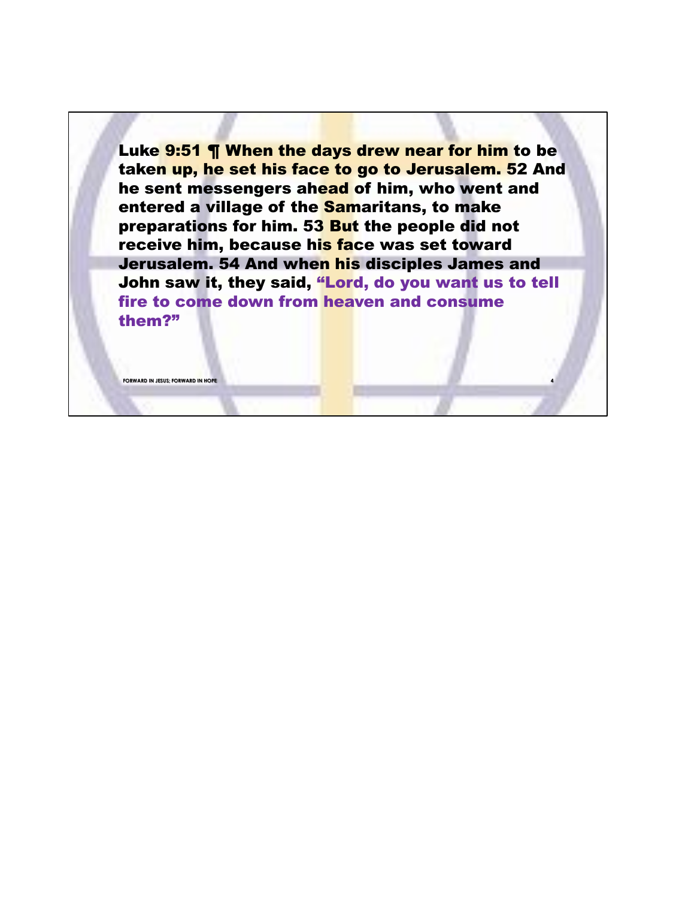**Luke 9:51 ¶ When the days drew near for him to be taken up, he set his face to go to Jerusalem. 52 And he sent messengers ahead of him, who went and entered a village of the Samaritans, to make preparations for him. 53 But the people did not receive him, because his face was set toward Jerusalem. 54 And when his disciples James and John saw it, they said, "Lord, do you want us to tell fire to come down from heaven and consume them?"**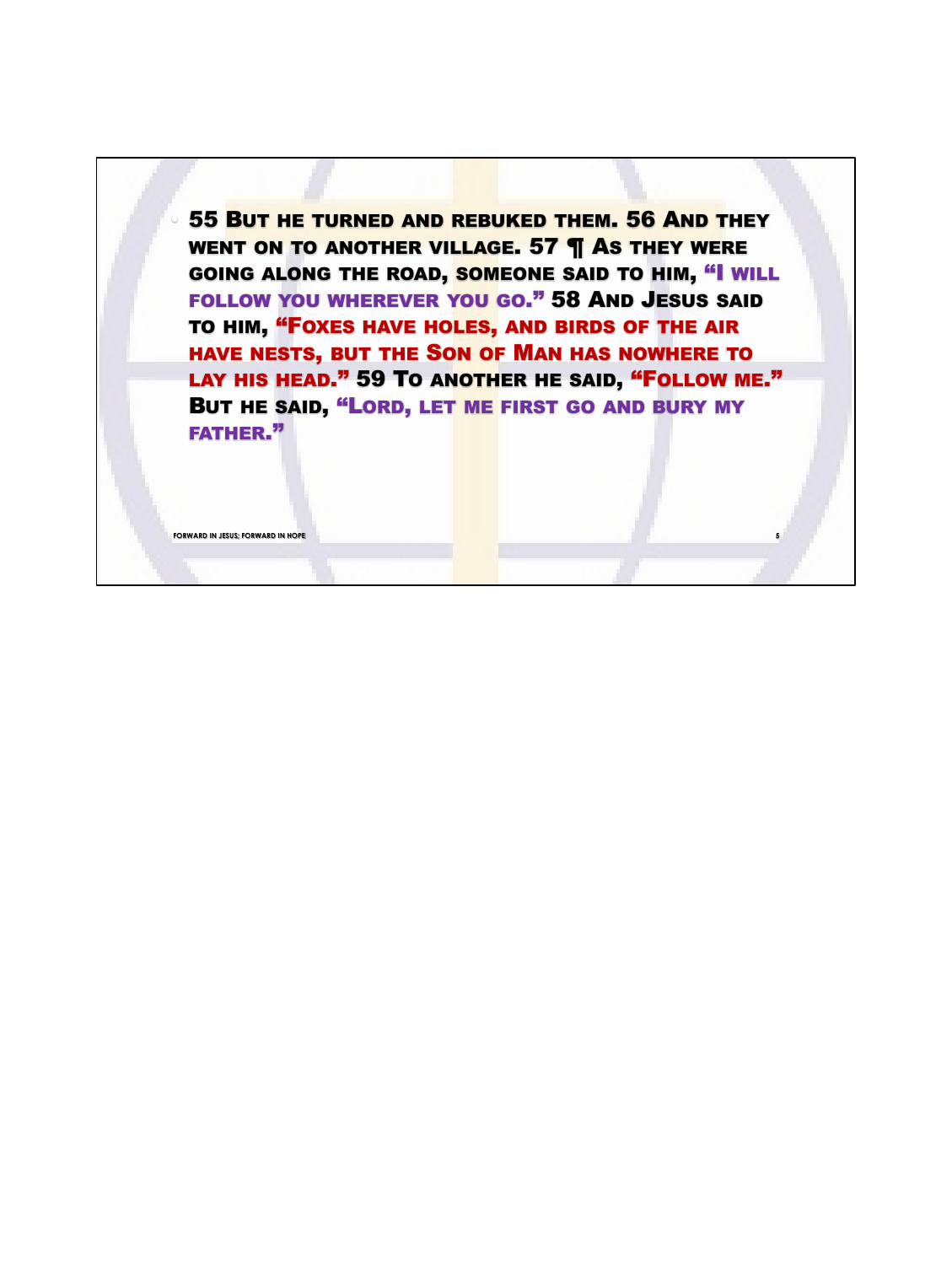- 55 But he turned and rebuked them. 56 And they went on to another village. 57 ¶ As they were going along the road, someone said to him, "I will follow you wherever you go." 58 And Jesus said to him, "Foxes have holes, and birds of the air have nests, but the Son of Man has nowhere to lay his head." 59 To another he said, "Follow me." But he said, "Lord, let me first go and bury my father."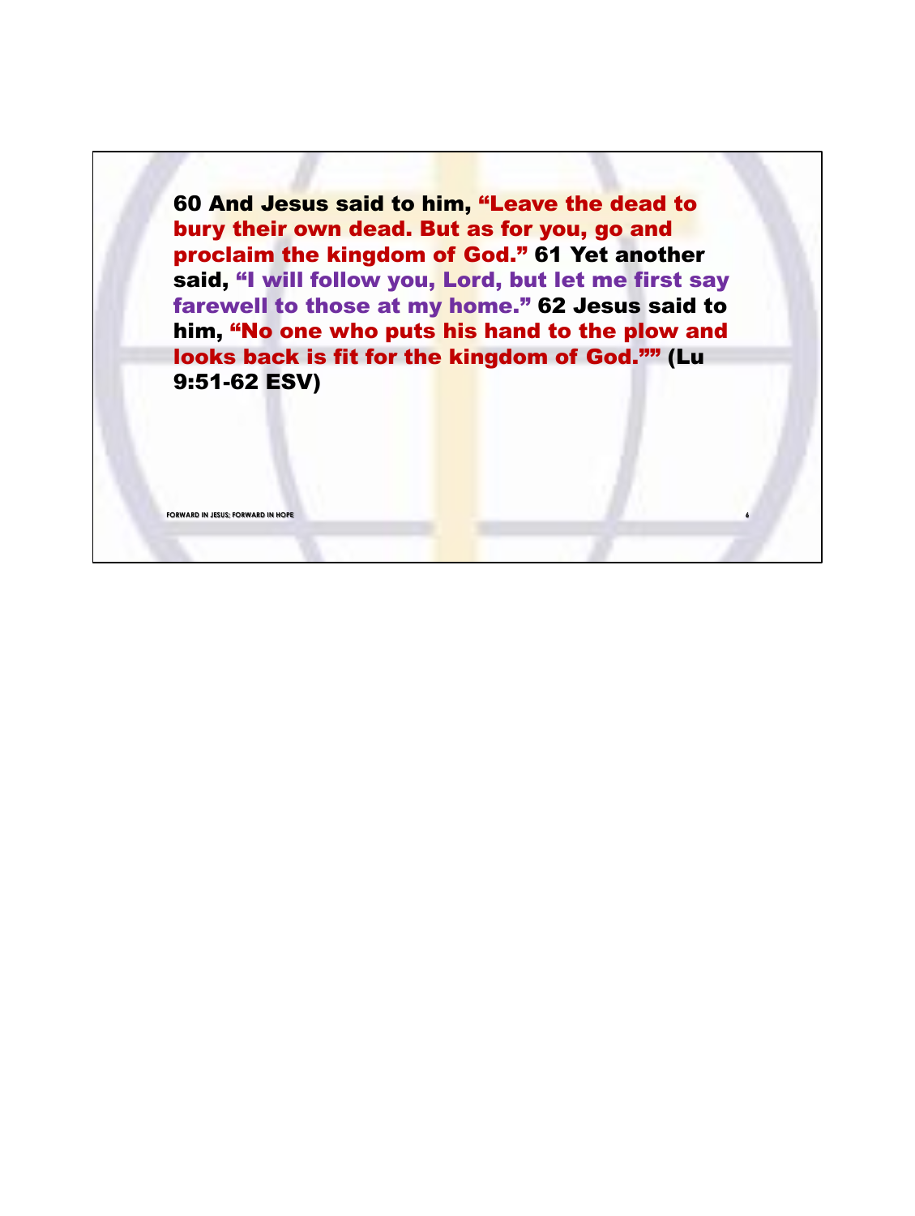**60 And Jesus said to him, "Leave the dead to bury their own dead. But as for you, go and proclaim the kingdom of God." 61 Yet another said, "I will follow you, Lord, but let me first say farewell to those at my home." 62 Jesus said to him, "No one who puts his hand to the plow and looks back is fit for the kingdom of God."" (Lu 9:51-62 ESV)**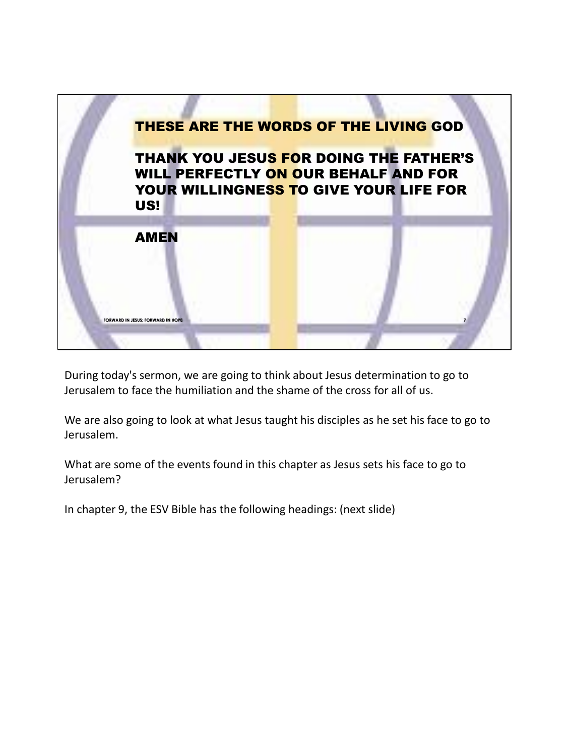**THESE ARE THE WORDS OF THE LIVING GOD**

**THANK YOU JESUS FOR DOING THE FATHER'S WILL PERFECTLY ON OUR BEHALF AND FOR YOUR WILLINGNESS TO GIVE YOUR LIFE FOR US!**

**AMEN**

During today's sermon, we are going to think about Jesus determination to go to Jerusalem to face the humiliation and the shame of the cross for all of us.

We are also going to look at what Jesus taught his disciples as he set his face to go to Jerusalem.

What are some of the events found in this chapter as Jesus sets his face to go to Jerusalem?

In chapter 9, the ESV Bible has the following headings: (next slide)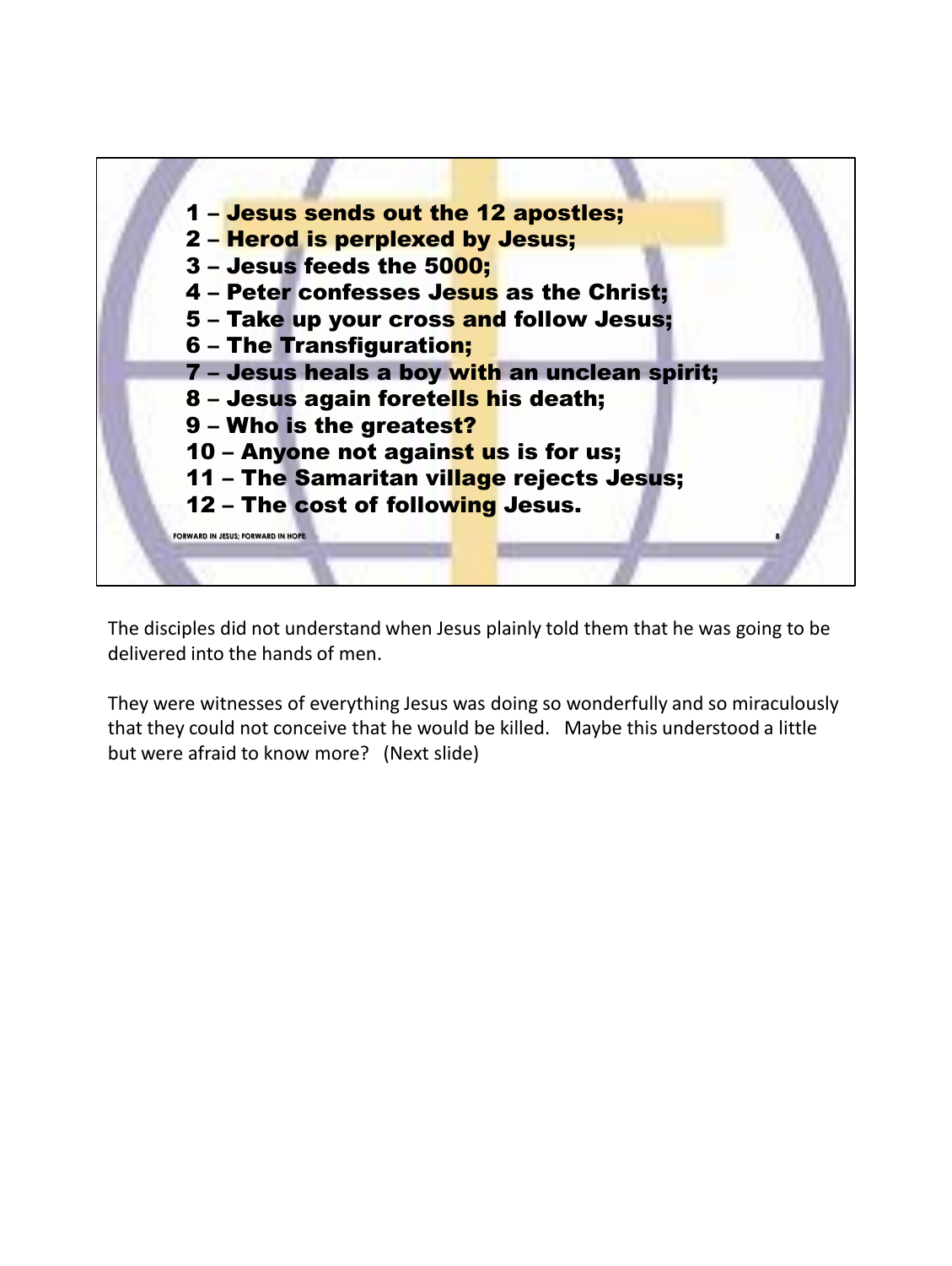1 – Jesus sends out the 12 apostles;
2 – Herod is perplexed by Jesus;
3 – Jesus feeds the 5000;
4 – Peter confesses Jesus as the Christ;
5 – Take up your cross and follow Jesus;
6 – The Transfiguration;
7 – Jesus heals a boy with an unclean spirit;
8 – Jesus again foretells his death;
9 – Who is the greatest?
10 – Anyone not against us is for us;
11 – The Samaritan village rejects Jesus;
12 – The cost of following Jesus.

FORWARD IN JESUS; FORWARD IN HOPE

The disciples did not understand when Jesus plainly told them that he was going to be delivered into the hands of men.

They were witnesses of everything Jesus was doing so wonderfully and so miraculously that they could not conceive that he would be killed. Maybe this understood a little but were afraid to know more? (Next slide)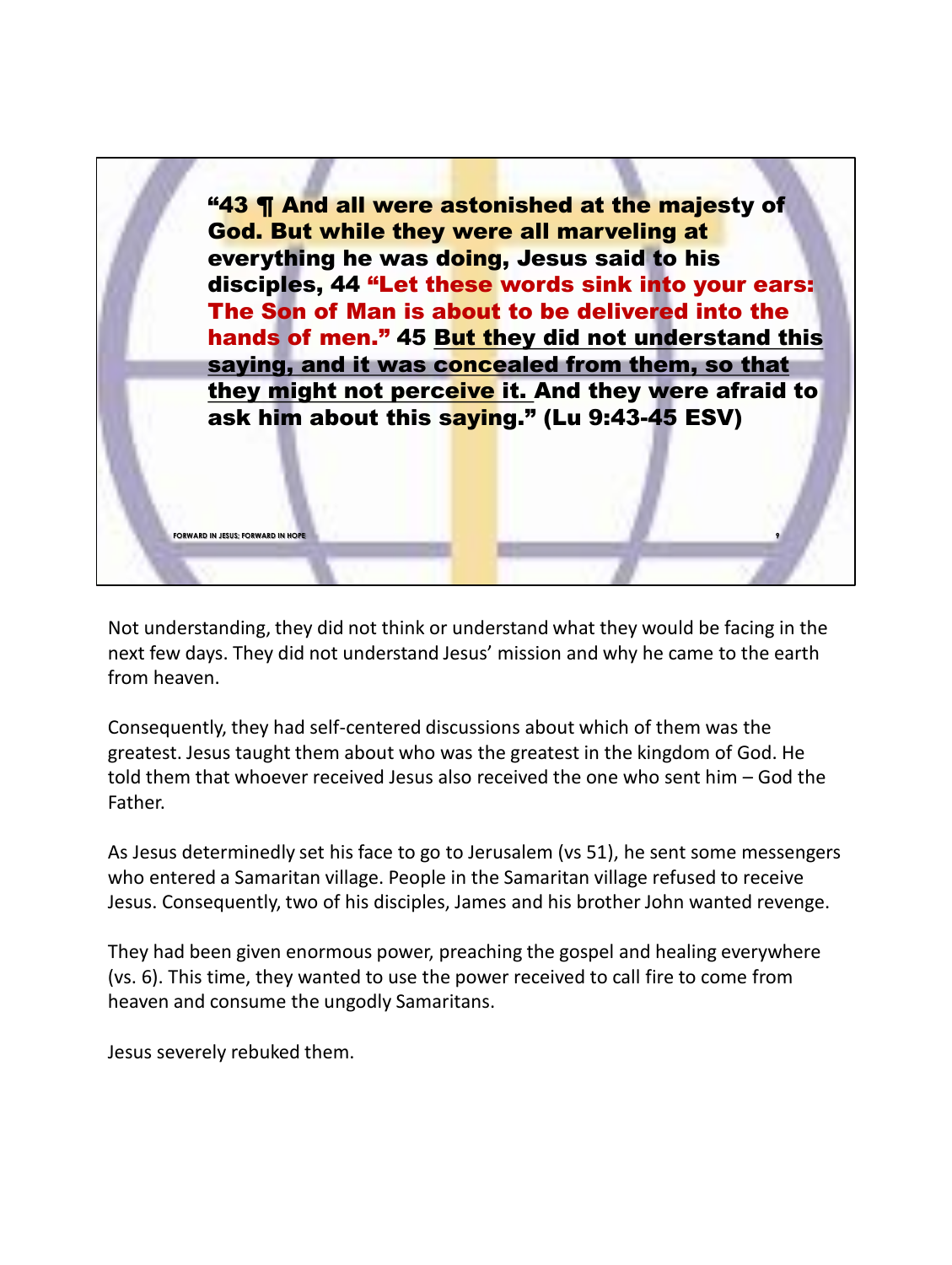**"43 ¶ And all were astonished at the majesty of God. But while they were all marveling at everything he was doing, Jesus said to his disciples, 44 "Let these words sink into your ears: The Son of Man is about to be delivered into the hands of men." 45 <u>But they did not understand this saying, and it was concealed from them, so that they might not perceive it.</u> And they were afraid to ask him about this saying." (Lu 9:43-45 ESV)**

Not understanding, they did not think or understand what they would be facing in the next few days. They did not understand Jesus' mission and why he came to the earth from heaven.

Consequently, they had self-centered discussions about which of them was the greatest. Jesus taught them about who was the greatest in the kingdom of God. He told them that whoever received Jesus also received the one who sent him – God the Father.

As Jesus determinedly set his face to go to Jerusalem (vs 51), he sent some messengers who entered a Samaritan village. People in the Samaritan village refused to receive Jesus. Consequently, two of his disciples, James and his brother John wanted revenge.

They had been given enormous power, preaching the gospel and healing everywhere (vs. 6). This time, they wanted to use the power received to call fire to come from heaven and consume the ungodly Samaritans.

Jesus severely rebuked them.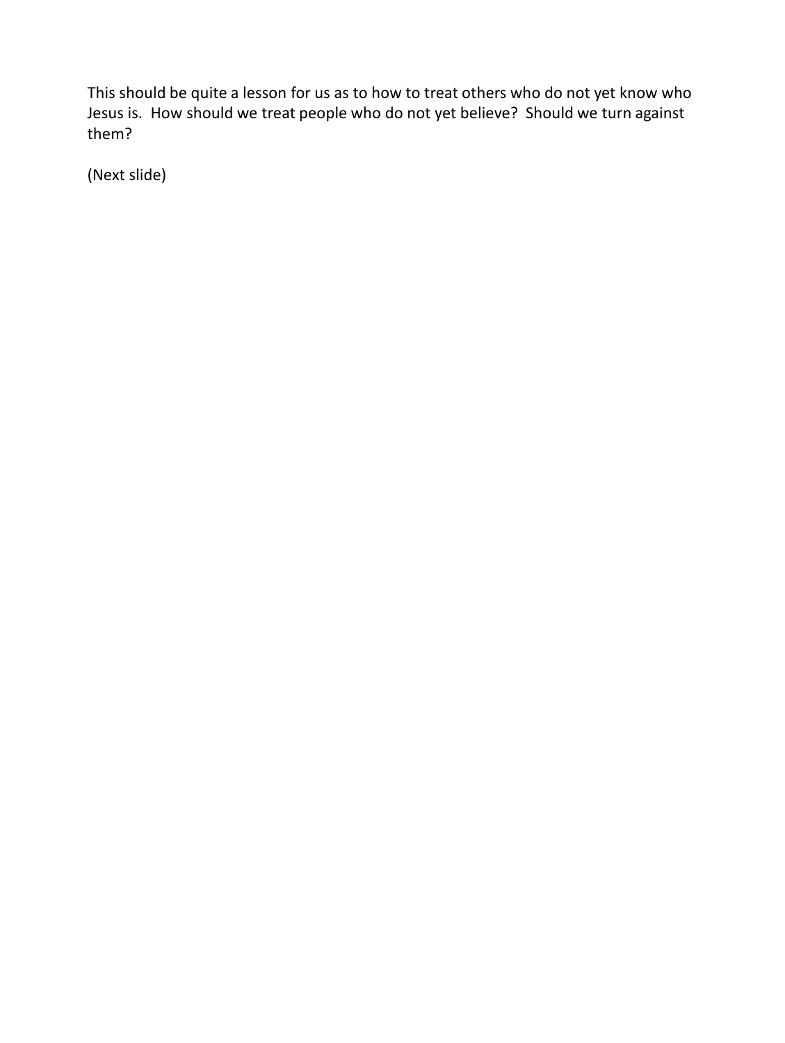This should be quite a lesson for us as to how to treat others who do not yet know who Jesus is. How should we treat people who do not yet believe? Should we turn against them?

(Next slide)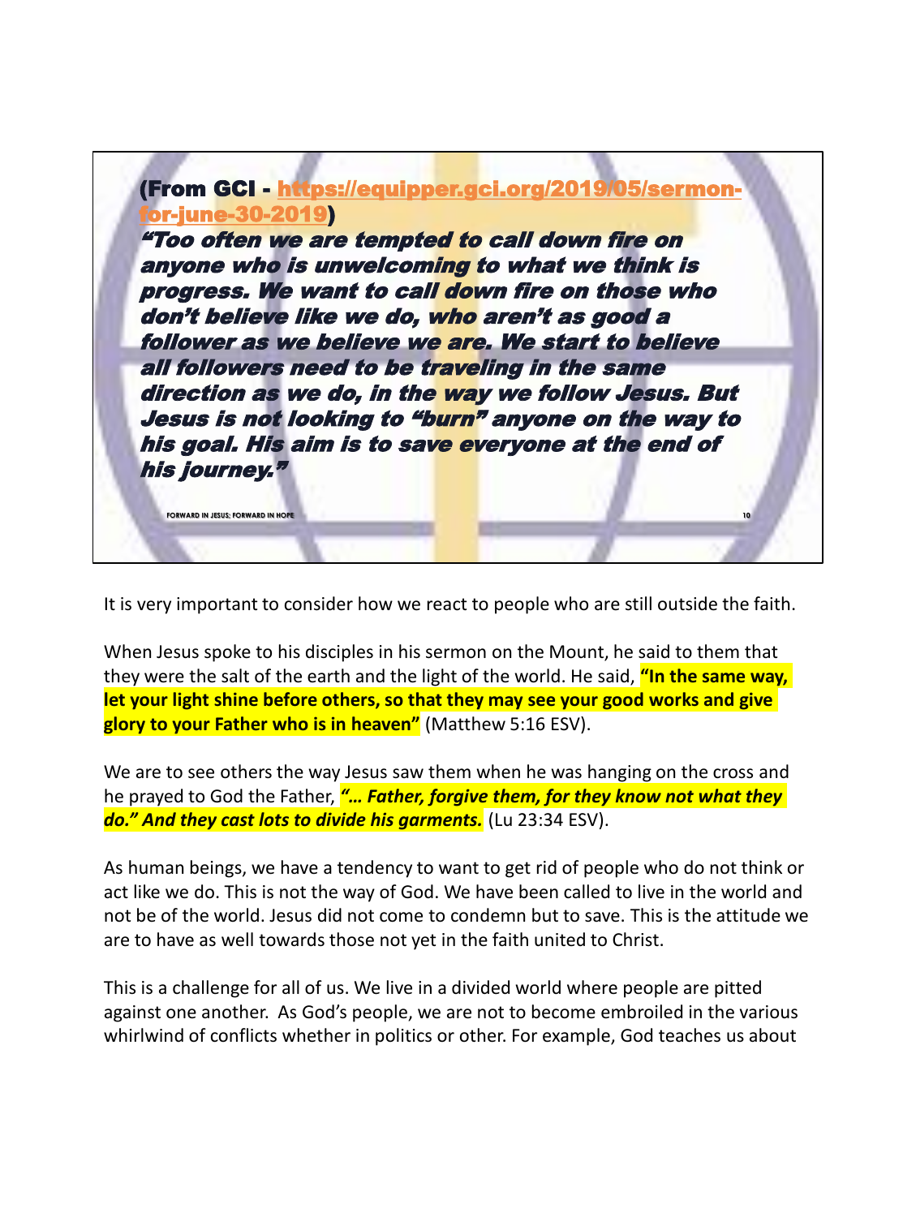**(From GCI - https://equipper.gci.org/2019/05/sermon-for-june-30-2019)**

***"Too often we are tempted to call down fire on anyone who is unwelcoming to what we think is progress. We want to call down fire on those who don't believe like we do, who aren't as good a follower as we believe we are. We start to believe all followers need to be traveling in the same direction as we do, in the way we follow Jesus. But Jesus is not looking to "burn" anyone on the way to his goal. His aim is to save everyone at the end of his journey."***

FORWARD IN JESUS; FORWARD IN HOPE

It is very important to consider how we react to people who are still outside the faith.

When Jesus spoke to his disciples in his sermon on the Mount, he said to them that they were the salt of the earth and the light of the world. He said, **"In the same way, let your light shine before others, so that they may see your good works and give glory to your Father who is in heaven"** (Matthew 5:16 ESV).

We are to see others the way Jesus saw them when he was hanging on the cross and he prayed to God the Father, ***"… Father, forgive them, for they know not what they do." And they cast lots to divide his garments.*** (Lu 23:34 ESV).

As human beings, we have a tendency to want to get rid of people who do not think or act like we do. This is not the way of God. We have been called to live in the world and not be of the world. Jesus did not come to condemn but to save. This is the attitude we are to have as well towards those not yet in the faith united to Christ.

This is a challenge for all of us. We live in a divided world where people are pitted against one another. As God's people, we are not to become embroiled in the various whirlwind of conflicts whether in politics or other. For example, God teaches us about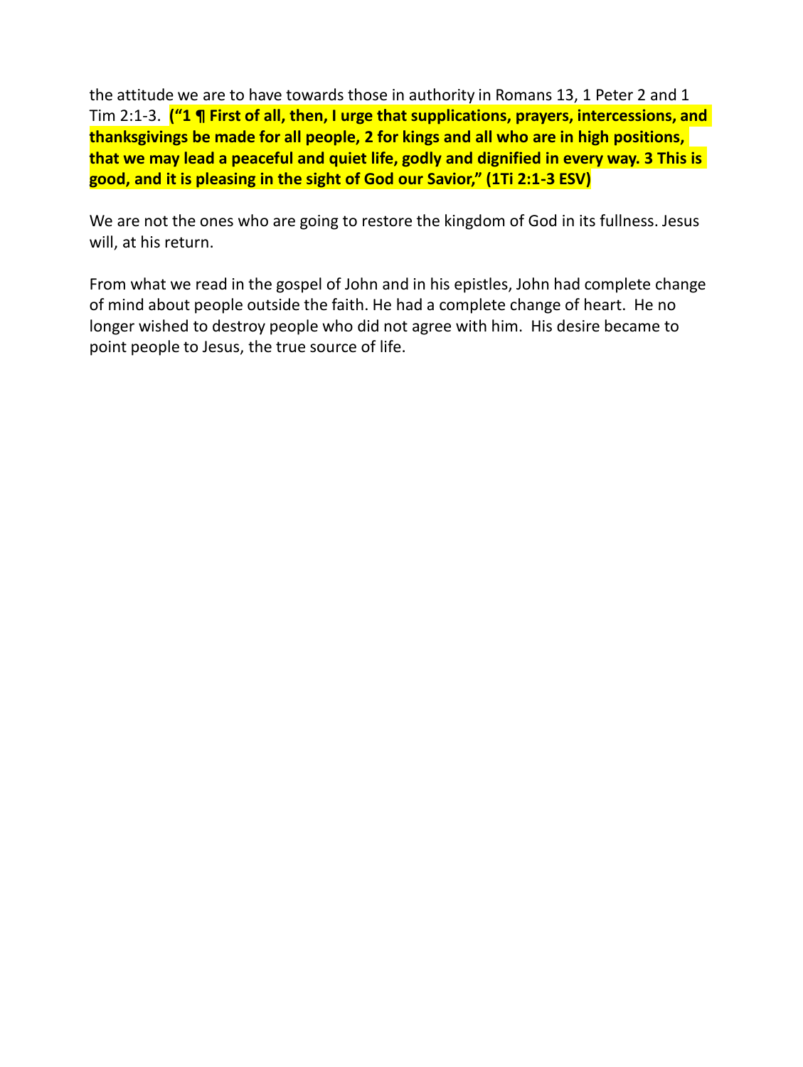the attitude we are to have towards those in authority in Romans 13, 1 Peter 2 and 1 Tim 2:1-3. **(“1 ¶ First of all, then, I urge that supplications, prayers, intercessions, and thanksgivings be made for all people, 2 for kings and all who are in high positions, that we may lead a peaceful and quiet life, godly and dignified in every way. 3 This is good, and it is pleasing in the sight of God our Savior,” (1Ti 2:1-3 ESV)**

We are not the ones who are going to restore the kingdom of God in its fullness. Jesus will, at his return.

From what we read in the gospel of John and in his epistles, John had complete change of mind about people outside the faith. He had a complete change of heart. He no longer wished to destroy people who did not agree with him. His desire became to point people to Jesus, the true source of life.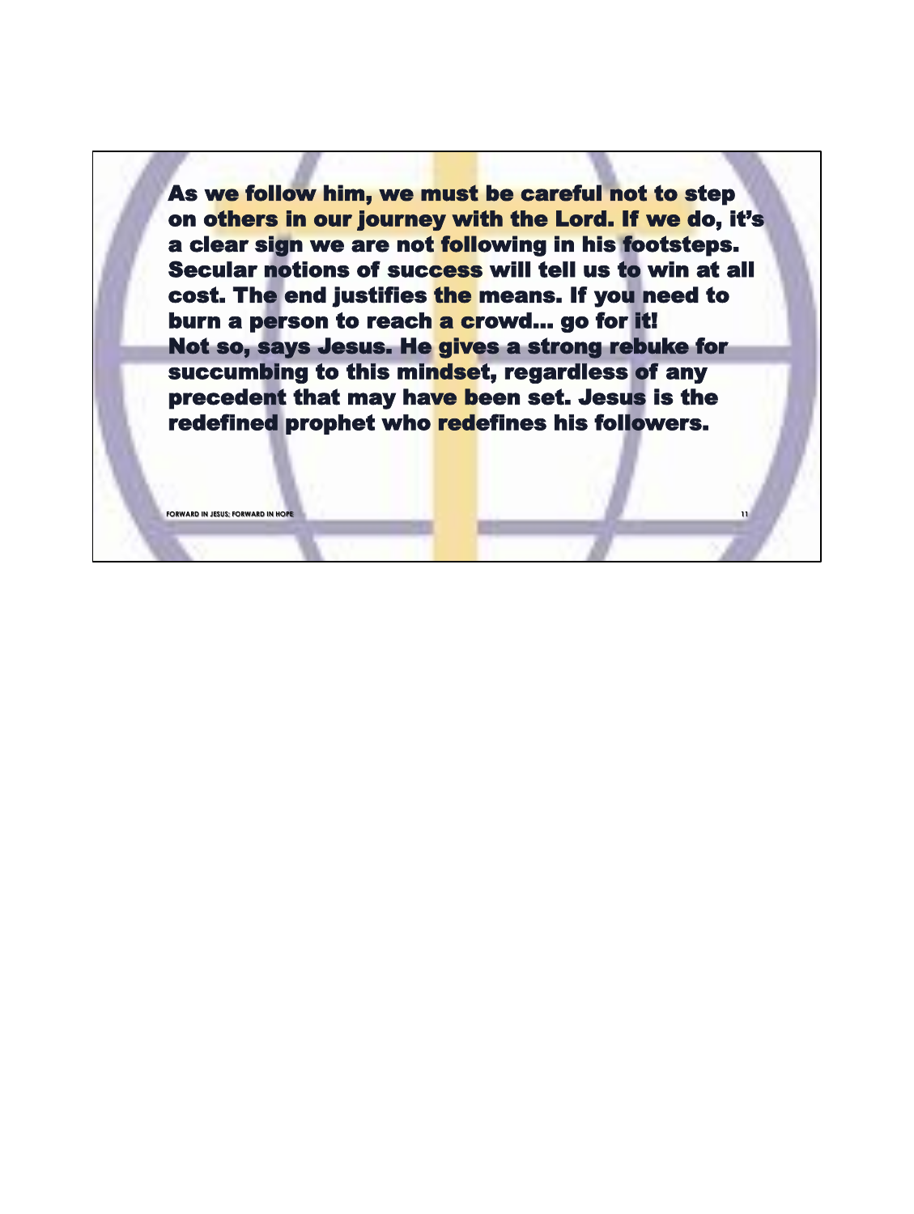As we follow him, we must be careful not to step on others in our journey with the Lord. If we do, it's a clear sign we are not following in his footsteps. Secular notions of success will tell us to win at all cost. The end justifies the means. If you need to burn a person to reach a crowd… go for it!

Not so, says Jesus. He gives a strong rebuke for succumbing to this mindset, regardless of any precedent that may have been set. Jesus is the redefined prophet who redefines his followers.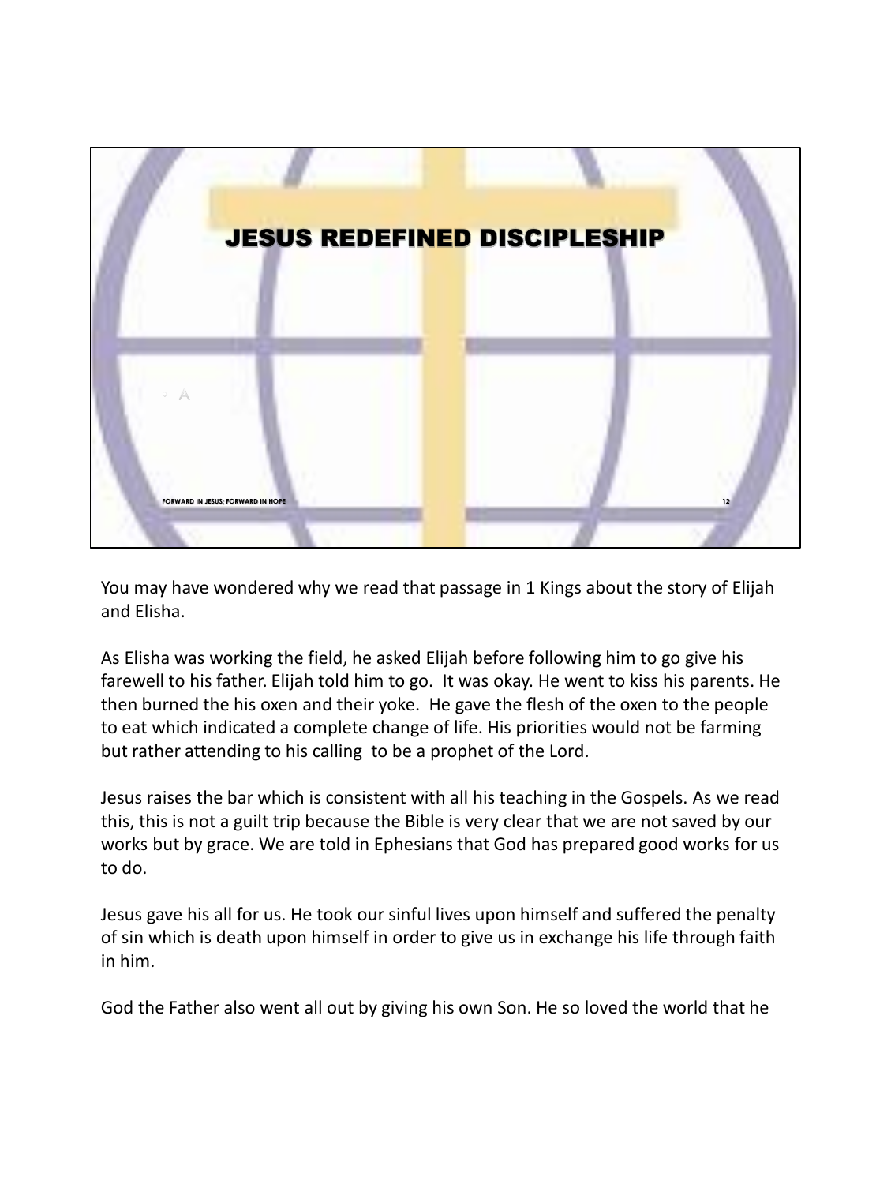## JESUS REDEFINED DISCIPLESHIP

- A

FORWARD IN JESUS; FORWARD IN HOPE

You may have wondered why we read that passage in 1 Kings about the story of Elijah and Elisha.

As Elisha was working the field, he asked Elijah before following him to go give his farewell to his father. Elijah told him to go. It was okay. He went to kiss his parents. He then burned the his oxen and their yoke. He gave the flesh of the oxen to the people to eat which indicated a complete change of life. His priorities would not be farming but rather attending to his calling to be a prophet of the Lord.

Jesus raises the bar which is consistent with all his teaching in the Gospels. As we read this, this is not a guilt trip because the Bible is very clear that we are not saved by our works but by grace. We are told in Ephesians that God has prepared good works for us to do.

Jesus gave his all for us. He took our sinful lives upon himself and suffered the penalty of sin which is death upon himself in order to give us in exchange his life through faith in him.

God the Father also went all out by giving his own Son. He so loved the world that he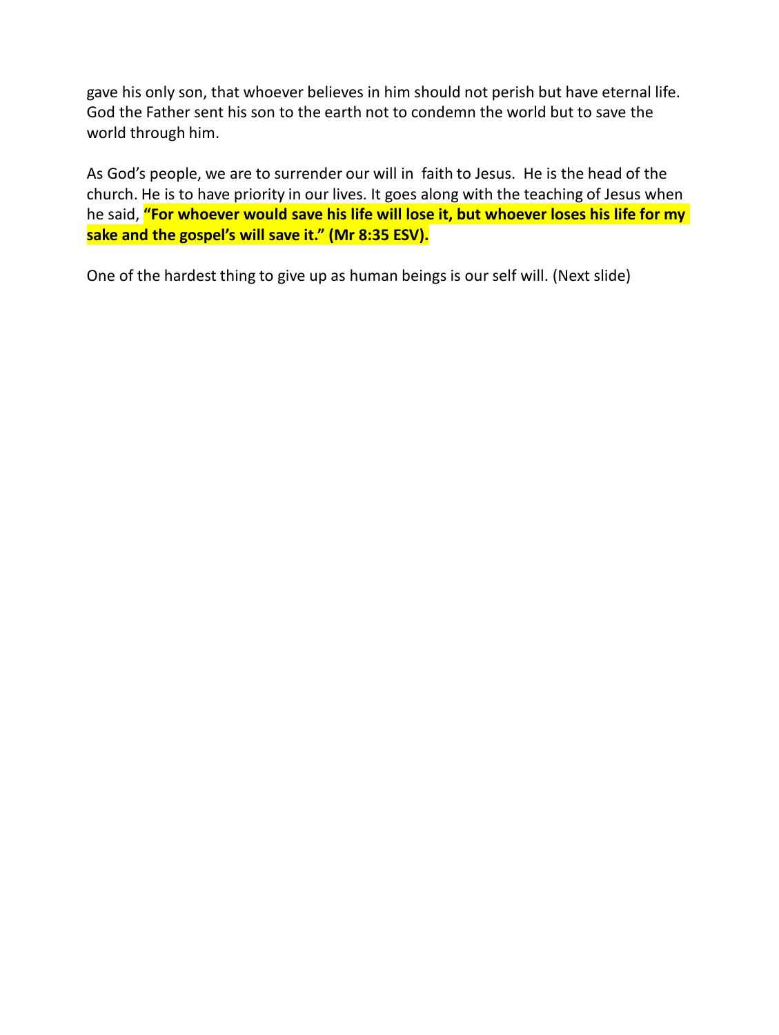gave his only son, that whoever believes in him should not perish but have eternal life. God the Father sent his son to the earth not to condemn the world but to save the world through him.

As God's people, we are to surrender our will in faith to Jesus. He is the head of the church. He is to have priority in our lives. It goes along with the teaching of Jesus when he said, **"For whoever would save his life will lose it, but whoever loses his life for my sake and the gospel's will save it." (Mr 8:35 ESV).**

One of the hardest thing to give up as human beings is our self will. (Next slide)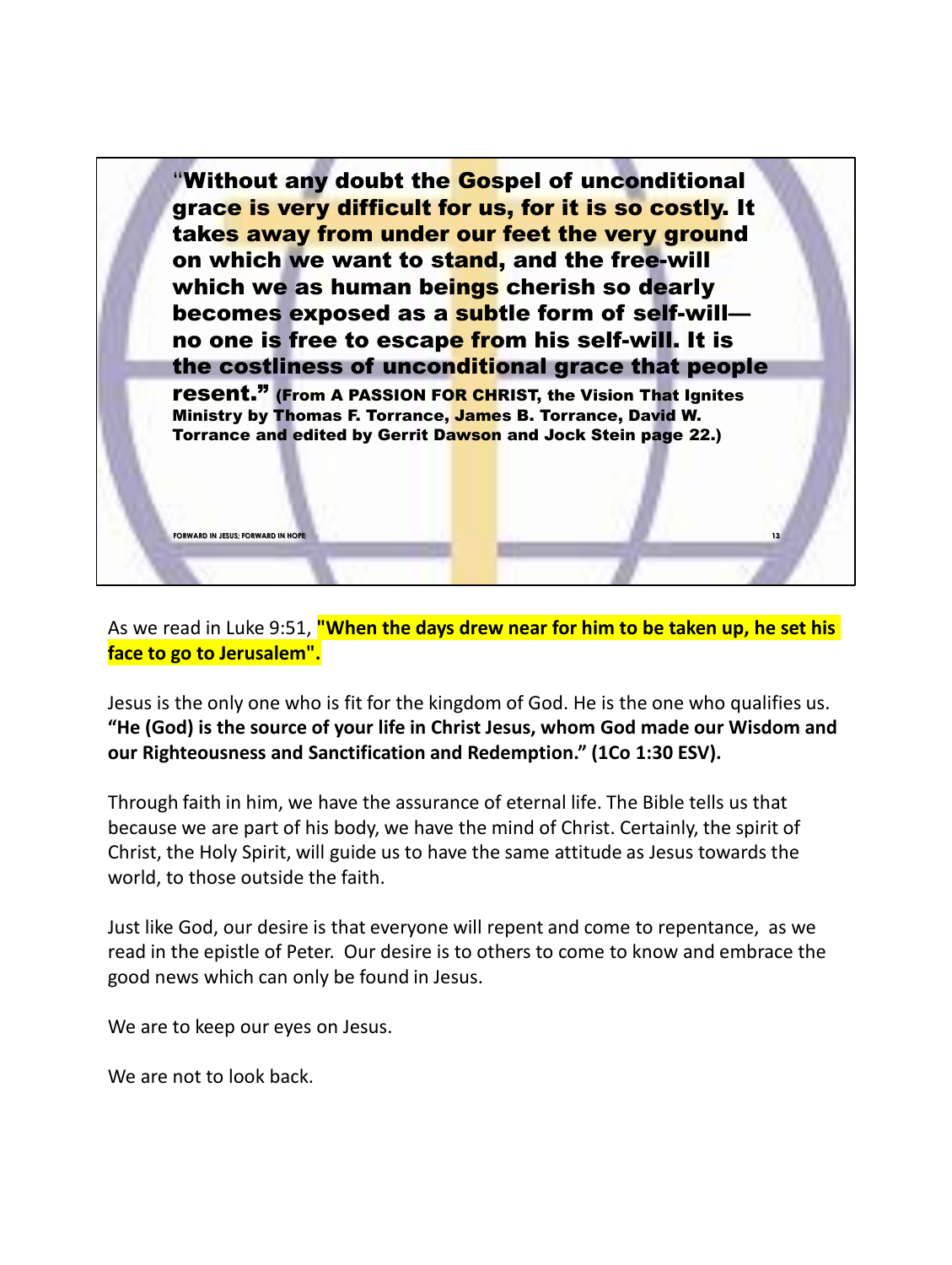"**Without any doubt the Gospel of unconditional grace is very difficult for us, for it is so costly. It takes away from under our feet the very ground on which we want to stand, and the free-will which we as human beings cherish so dearly becomes exposed as a subtle form of self-will—no one is free to escape from his self-will. It is the costliness of unconditional grace that people resent.**" **(From A PASSION FOR CHRIST, the Vision That Ignites Ministry by Thomas F. Torrance, James B. Torrance, David W. Torrance and edited by Gerrit Dawson and Jock Stein page 22.)**

As we read in Luke 9:51, **"When the days drew near for him to be taken up, he set his face to go to Jerusalem".**

Jesus is the only one who is fit for the kingdom of God. He is the one who qualifies us. **"He (God) is the source of your life in Christ Jesus, whom God made our Wisdom and our Righteousness and Sanctification and Redemption." (1Co 1:30 ESV).**

Through faith in him, we have the assurance of eternal life. The Bible tells us that because we are part of his body, we have the mind of Christ. Certainly, the spirit of Christ, the Holy Spirit, will guide us to have the same attitude as Jesus towards the world, to those outside the faith.

Just like God, our desire is that everyone will repent and come to repentance, as we read in the epistle of Peter. Our desire is to others to come to know and embrace the good news which can only be found in Jesus.

We are to keep our eyes on Jesus.

We are not to look back.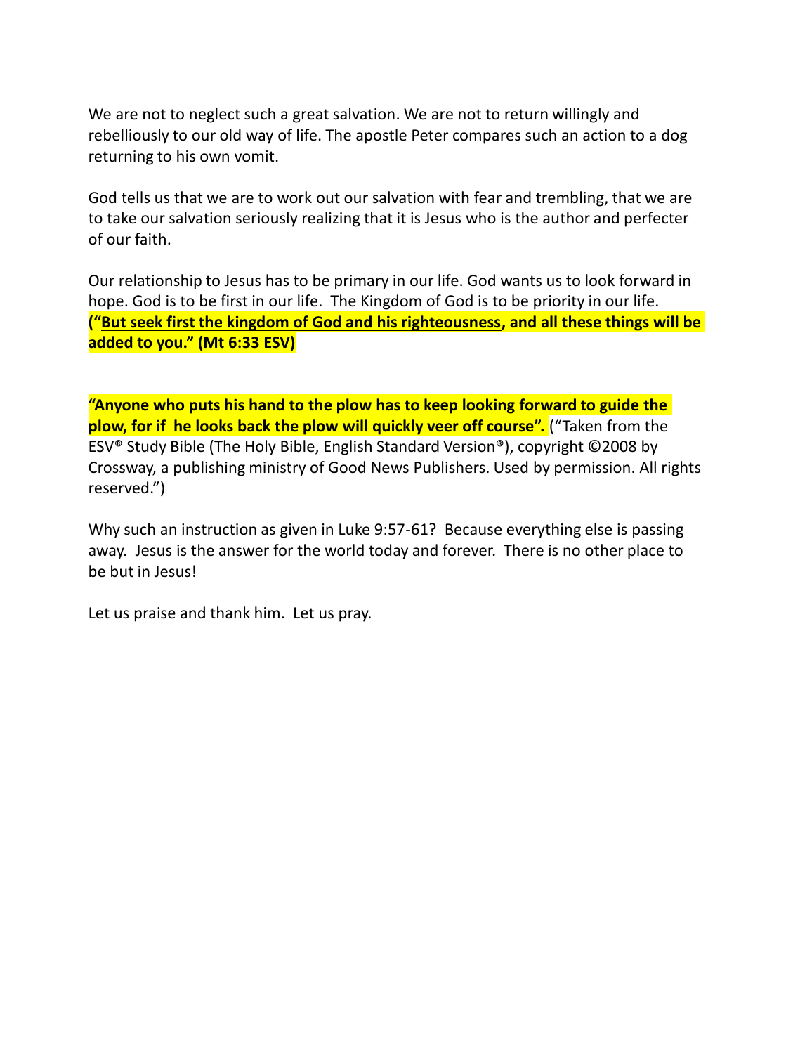We are not to neglect such a great salvation. We are not to return willingly and rebelliously to our old way of life. The apostle Peter compares such an action to a dog returning to his own vomit.

God tells us that we are to work out our salvation with fear and trembling, that we are to take our salvation seriously realizing that it is Jesus who is the author and perfecter of our faith.

Our relationship to Jesus has to be primary in our life. God wants us to look forward in hope. God is to be first in our life.  The Kingdom of God is to be priority in our life. **("<u>But seek first the kingdom of God and his righteousness</u>, and all these things will be added to you." (Mt 6:33 ESV)**

**"Anyone who puts his hand to the plow has to keep looking forward to guide the plow, for if  he looks back the plow will quickly veer off course".** ("Taken from the ESV® Study Bible (The Holy Bible, English Standard Version®), copyright ©2008 by Crossway, a publishing ministry of Good News Publishers. Used by permission. All rights reserved.")

Why such an instruction as given in Luke 9:57-61?  Because everything else is passing away.  Jesus is the answer for the world today and forever.  There is no other place to be but in Jesus!

Let us praise and thank him.  Let us pray.